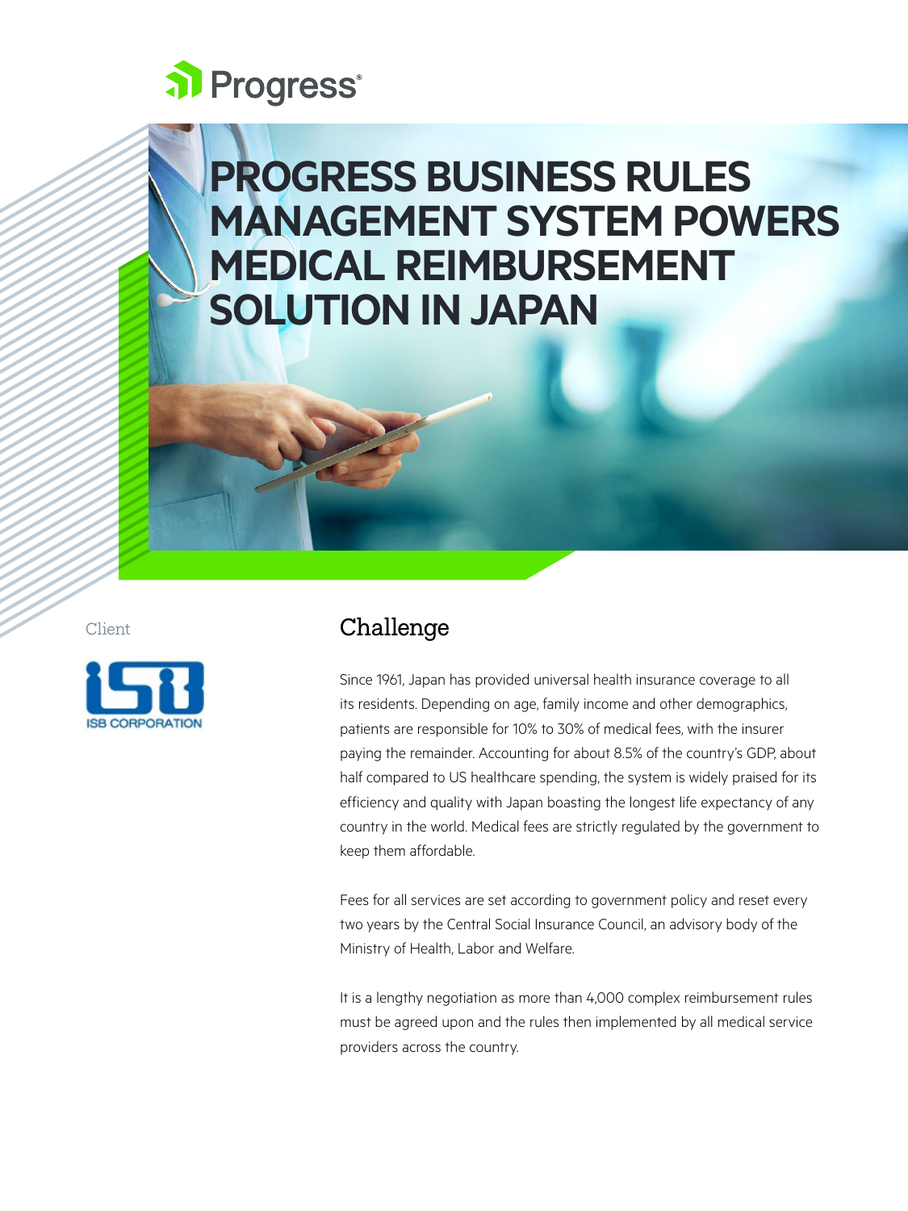Progress®

# PROGRESS BUSINESS RULES MANAGEMENT SYSTEM POWERS MEDICAL REIMBURSEMENT SOLUTION IN JAPAN

Client

ISB CORPORATION

## Challenge

Since 1961, Japan has provided universal health insurance coverage to all its residents. Depending on age, family income and other demographics, patients are responsible for 10% to 30% of medical fees, with the insurer paying the remainder. Accounting for about 8.5% of the country's GDP, about half compared to US healthcare spending, the system is widely praised for its efficiency and quality with Japan boasting the longest life expectancy of any country in the world. Medical fees are strictly regulated by the government to keep them affordable.

Fees for all services are set according to government policy and reset every two years by the Central Social Insurance Council, an advisory body of the Ministry of Health, Labor and Welfare.

It is a lengthy negotiation as more than 4,000 complex reimbursement rules must be agreed upon and the rules then implemented by all medical service providers across the country.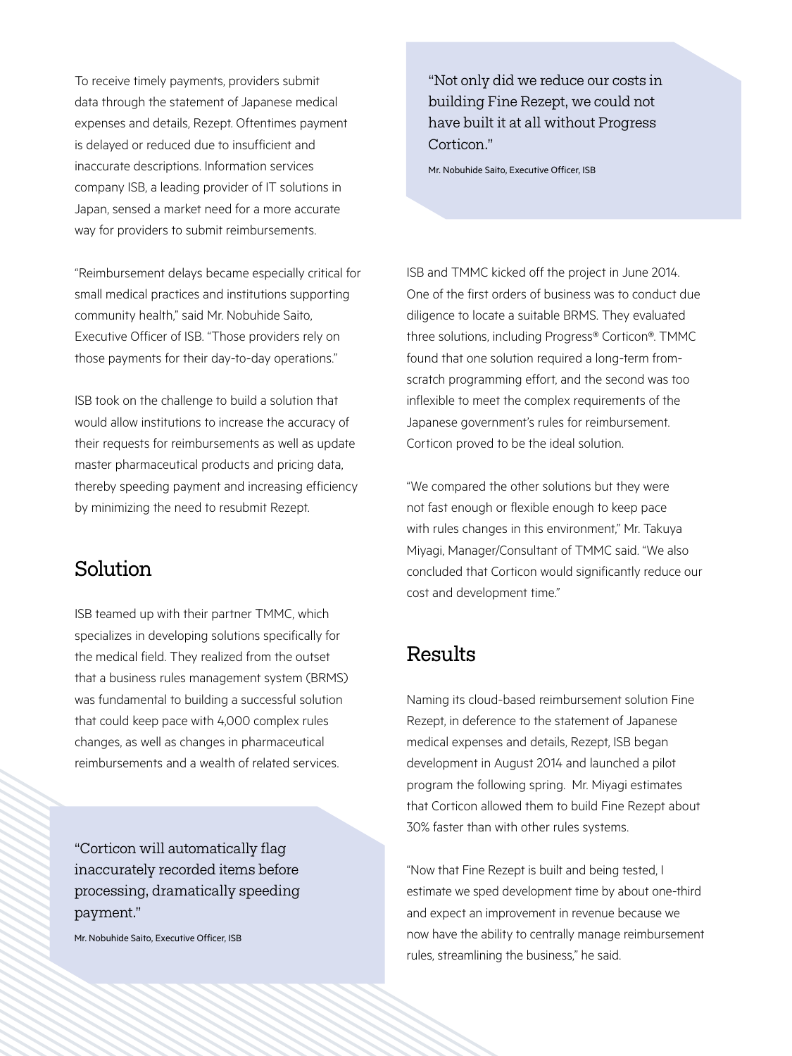To receive timely payments, providers submit data through the statement of Japanese medical expenses and details, Rezept. Oftentimes payment is delayed or reduced due to insufficient and inaccurate descriptions. Information services company ISB, a leading provider of IT solutions in Japan, sensed a market need for a more accurate way for providers to submit reimbursements.

"Reimbursement delays became especially critical for small medical practices and institutions supporting community health," said Mr. Nobuhide Saito, Executive Officer of ISB. "Those providers rely on those payments for their day-to-day operations."

ISB took on the challenge to build a solution that would allow institutions to increase the accuracy of their requests for reimbursements as well as update master pharmaceutical products and pricing data, thereby speeding payment and increasing efficiency by minimizing the need to resubmit Rezept.

## Solution

ISB teamed up with their partner TMMC, which specializes in developing solutions specifically for the medical field. They realized from the outset that a business rules management system (BRMS) was fundamental to building a successful solution that could keep pace with 4,000 complex rules changes, as well as changes in pharmaceutical reimbursements and a wealth of related services.

> "Corticon will automatically flag inaccurately recorded items before processing, dramatically speeding payment."
>
> Mr. Nobuhide Saito, Executive Officer, ISB

> "Not only did we reduce our costs in building Fine Rezept, we could not have built it at all without Progress Corticon."
>
> Mr. Nobuhide Saito, Executive Officer, ISB

ISB and TMMC kicked off the project in June 2014. One of the first orders of business was to conduct due diligence to locate a suitable BRMS. They evaluated three solutions, including Progress® Corticon®. TMMC found that one solution required a long-term from-scratch programming effort, and the second was too inflexible to meet the complex requirements of the Japanese government's rules for reimbursement. Corticon proved to be the ideal solution.

"We compared the other solutions but they were not fast enough or flexible enough to keep pace with rules changes in this environment," Mr. Takuya Miyagi, Manager/Consultant of TMMC said. "We also concluded that Corticon would significantly reduce our cost and development time."

## Results

Naming its cloud-based reimbursement solution Fine Rezept, in deference to the statement of Japanese medical expenses and details, Rezept, ISB began development in August 2014 and launched a pilot program the following spring. Mr. Miyagi estimates that Corticon allowed them to build Fine Rezept about 30% faster than with other rules systems.

"Now that Fine Rezept is built and being tested, I estimate we sped development time by about one-third and expect an improvement in revenue because we now have the ability to centrally manage reimbursement rules, streamlining the business," he said.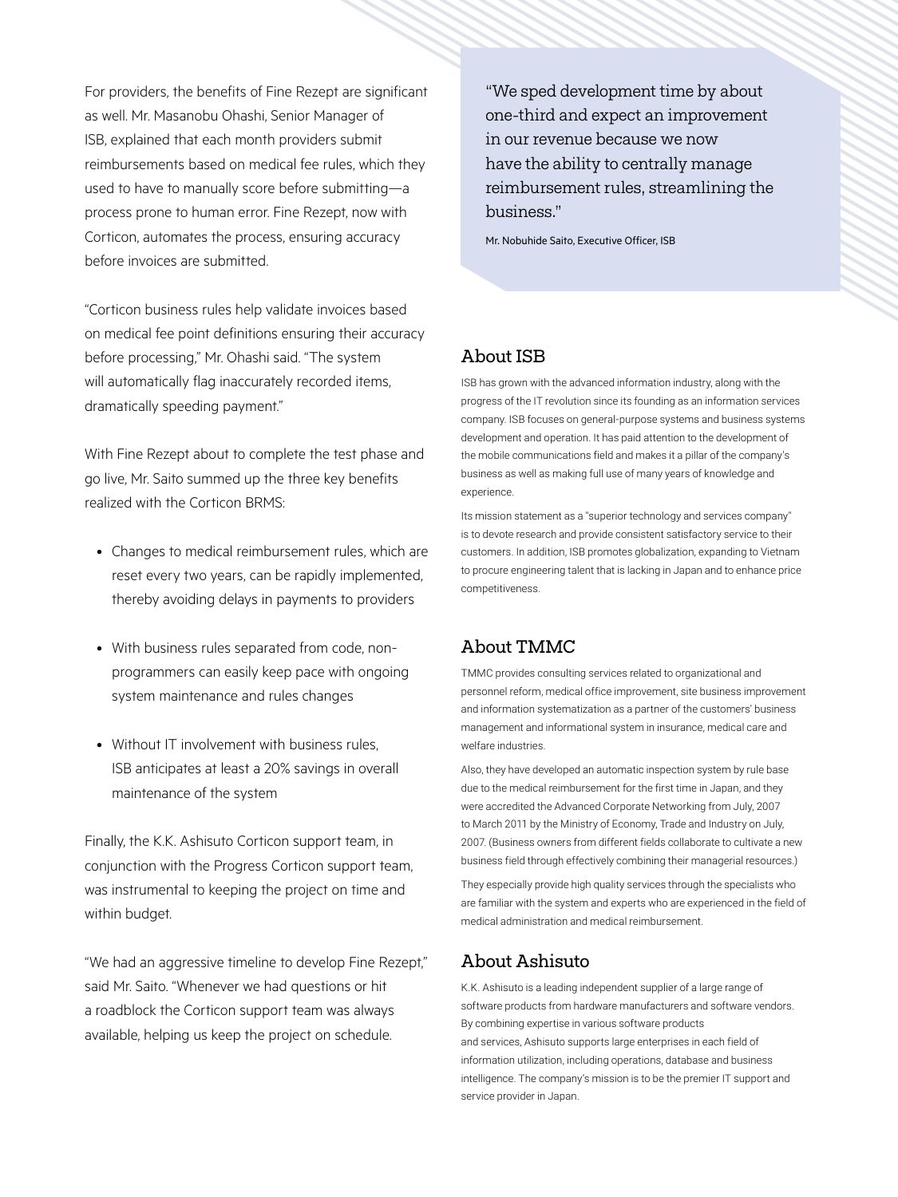For providers, the benefits of Fine Rezept are significant as well. Mr. Masanobu Ohashi, Senior Manager of ISB, explained that each month providers submit reimbursements based on medical fee rules, which they used to have to manually score before submitting—a process prone to human error. Fine Rezept, now with Corticon, automates the process, ensuring accuracy before invoices are submitted.

"Corticon business rules help validate invoices based on medical fee point definitions ensuring their accuracy before processing," Mr. Ohashi said. "The system will automatically flag inaccurately recorded items, dramatically speeding payment."

With Fine Rezept about to complete the test phase and go live, Mr. Saito summed up the three key benefits realized with the Corticon BRMS:

- Changes to medical reimbursement rules, which are reset every two years, can be rapidly implemented, thereby avoiding delays in payments to providers
- With business rules separated from code, non-programmers can easily keep pace with ongoing system maintenance and rules changes
- Without IT involvement with business rules, ISB anticipates at least a 20% savings in overall maintenance of the system

Finally, the K.K. Ashisuto Corticon support team, in conjunction with the Progress Corticon support team, was instrumental to keeping the project on time and within budget.

"We had an aggressive timeline to develop Fine Rezept," said Mr. Saito. "Whenever we had questions or hit a roadblock the Corticon support team was always available, helping us keep the project on schedule.

> "We sped development time by about one-third and expect an improvement in our revenue because we now have the ability to centrally manage reimbursement rules, streamlining the business."
>
> Mr. Nobuhide Saito, Executive Officer, ISB

## About ISB

ISB has grown with the advanced information industry, along with the progress of the IT revolution since its founding as an information services company. ISB focuses on general-purpose systems and business systems development and operation. It has paid attention to the development of the mobile communications field and makes it a pillar of the company's business as well as making full use of many years of knowledge and experience.

Its mission statement as a "superior technology and services company" is to devote research and provide consistent satisfactory service to their customers. In addition, ISB promotes globalization, expanding to Vietnam to procure engineering talent that is lacking in Japan and to enhance price competitiveness.

## About TMMC

TMMC provides consulting services related to organizational and personnel reform, medical office improvement, site business improvement and information systematization as a partner of the customers' business management and informational system in insurance, medical care and welfare industries.

Also, they have developed an automatic inspection system by rule base due to the medical reimbursement for the first time in Japan, and they were accredited the Advanced Corporate Networking from July, 2007 to March 2011 by the Ministry of Economy, Trade and Industry on July, 2007. (Business owners from different fields collaborate to cultivate a new business field through effectively combining their managerial resources.)

They especially provide high quality services through the specialists who are familiar with the system and experts who are experienced in the field of medical administration and medical reimbursement.

## About Ashisuto

K.K. Ashisuto is a leading independent supplier of a large range of software products from hardware manufacturers and software vendors. By combining expertise in various software products and services, Ashisuto supports large enterprises in each field of information utilization, including operations, database and business intelligence. The company's mission is to be the premier IT support and service provider in Japan.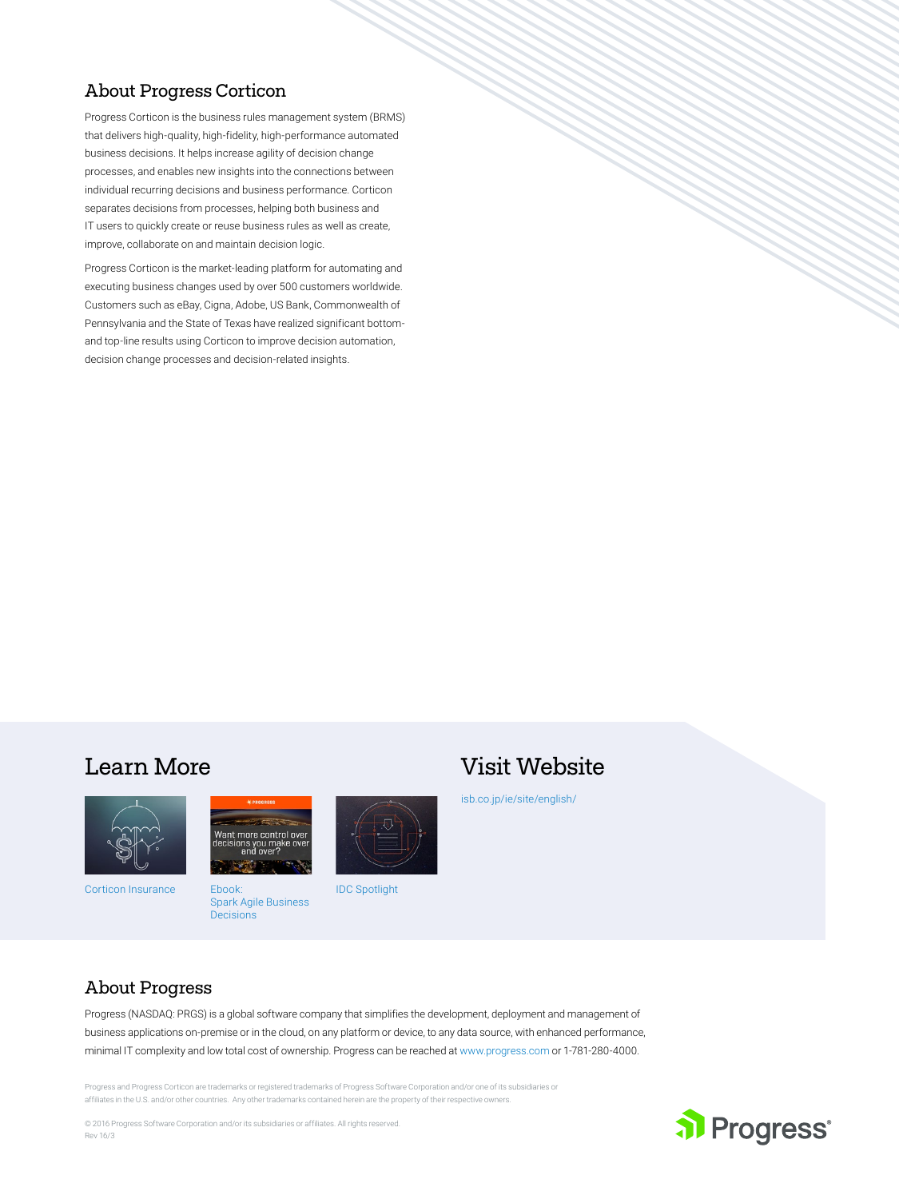## About Progress Corticon

Progress Corticon is the business rules management system (BRMS) that delivers high-quality, high-fidelity, high-performance automated business decisions. It helps increase agility of decision change processes, and enables new insights into the connections between individual recurring decisions and business performance. Corticon separates decisions from processes, helping both business and IT users to quickly create or reuse business rules as well as create, improve, collaborate on and maintain decision logic.

Progress Corticon is the market-leading platform for automating and executing business changes used by over 500 customers worldwide. Customers such as eBay, Cigna, Adobe, US Bank, Commonwealth of Pennsylvania and the State of Texas have realized significant bottom- and top-line results using Corticon to improve decision automation, decision change processes and decision-related insights.

## Learn More

Corticon Insurance

Ebook: Spark Agile Business Decisions

IDC Spotlight

## Visit Website

isb.co.jp/ie/site/english/

## About Progress

Progress (NASDAQ: PRGS) is a global software company that simplifies the development, deployment and management of business applications on-premise or in the cloud, on any platform or device, to any data source, with enhanced performance, minimal IT complexity and low total cost of ownership. Progress can be reached at www.progress.com or 1-781-280-4000.

Progress and Progress Corticon are trademarks or registered trademarks of Progress Software Corporation and/or one of its subsidiaries or affiliates in the U.S. and/or other countries. Any other trademarks contained herein are the property of their respective owners.

© 2016 Progress Software Corporation and/or its subsidiaries or affiliates. All rights reserved.
Rev 16/3